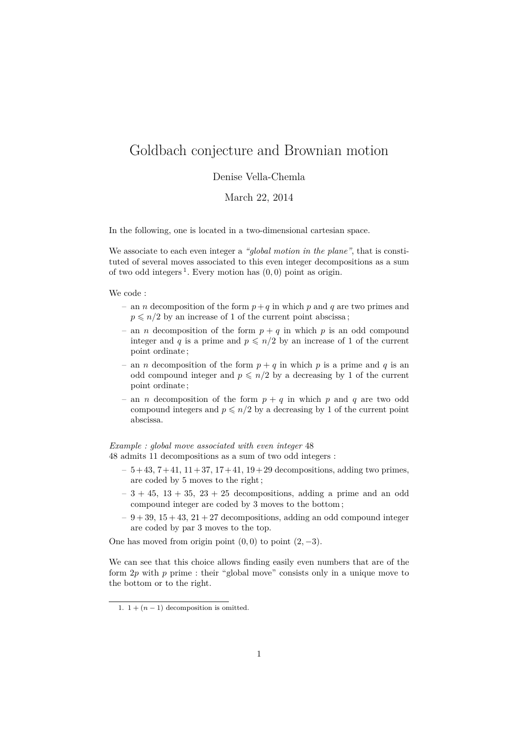# Goldbach conjecture and Brownian motion

Denise Vella-Chemla

March 22, 2014

In the following, one is located in a two-dimensional cartesian space.

We associate to each even integer a *"global motion in the plane"*, that is constituted of several moves associated to this even integer decompositions as a sum of two odd integers [1]. Every motion has $(0,0)$ point as origin.

We code :

- an $n$ decomposition of the form $p+q$ in which $p$ and $q$ are two primes and $p \leqslant n/2$ by an increase of 1 of the current point abscissa ;
- an $n$ decomposition of the form $p+q$ in which $p$ is an odd compound integer and $q$ is a prime and $p \leqslant n/2$ by an increase of 1 of the current point ordinate ;
- an $n$ decomposition of the form $p+q$ in which $p$ is a prime and $q$ is an odd compound integer and $p \leqslant n/2$ by a decreasing by 1 of the current point ordinate ;
- an $n$ decomposition of the form $p+q$ in which $p$ and $q$ are two odd compound integers and $p \leqslant n/2$ by a decreasing by 1 of the current point abscissa.

*Example : global move associated with even integer* 48
48 admits 11 decompositions as a sum of two odd integers :

- $5+43$, $7+41$, $11+37$, $17+41$, $19+29$ decompositions, adding two primes, are coded by 5 moves to the right ;
- $3+45$, $13+35$, $23+25$ decompositions, adding a prime and an odd compound integer are coded by 3 moves to the bottom ;
- $9+39$, $15+43$, $21+27$ decompositions, adding an odd compound integer are coded by par 3 moves to the top.

One has moved from origin point $(0,0)$ to point $(2,-3)$.

We can see that this choice allows finding easily even numbers that are of the form $2p$ with $p$ prime : their "global move" consists only in a unique move to the bottom or to the right.

[1] $1+(n-1)$ decomposition is omitted.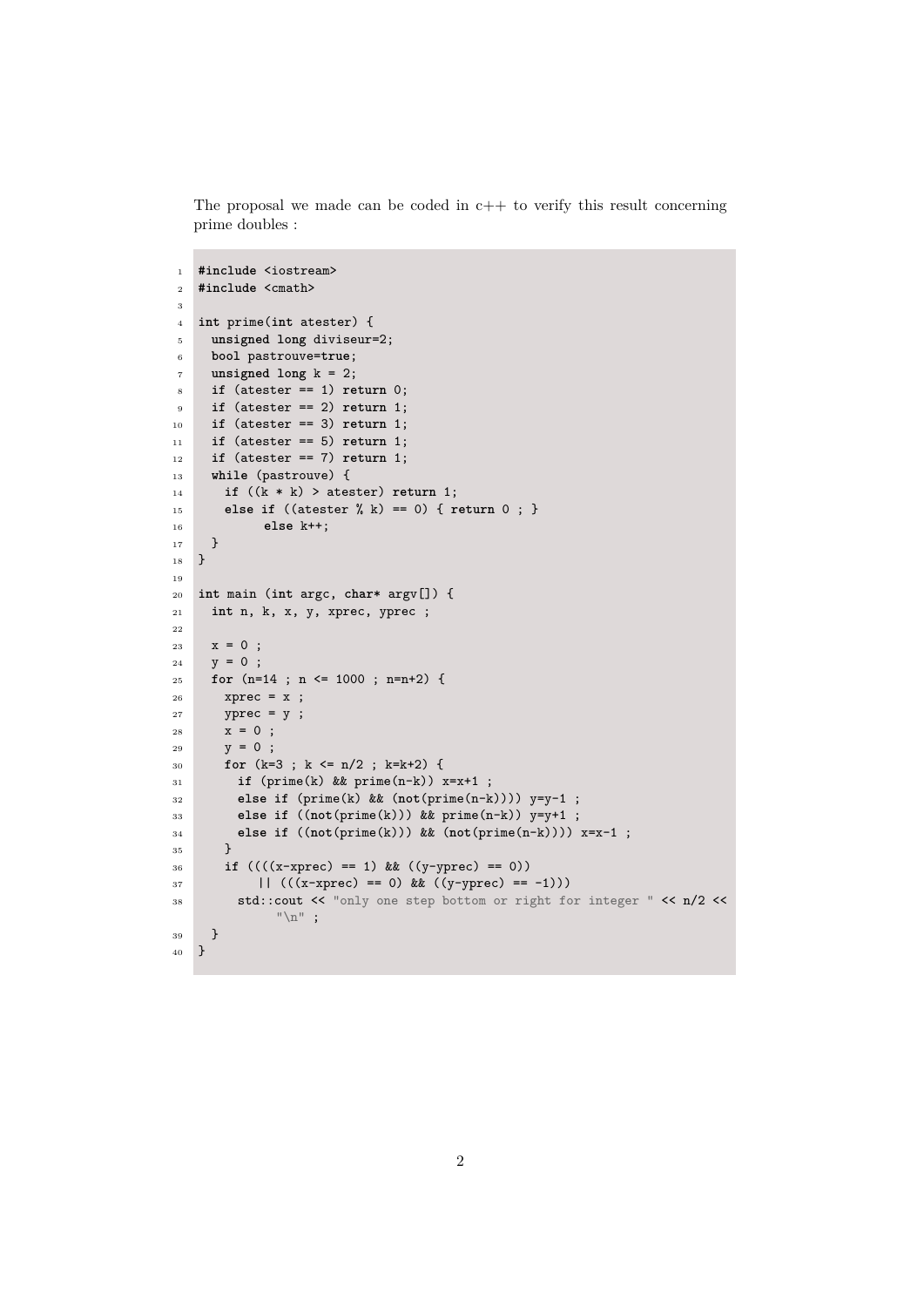The proposal we made can be coded in c++ to verify this result concerning prime doubles :

```
#include <iostream>
#include <cmath>

int prime(int atester) {
  unsigned long diviseur=2;
  bool pastrouve=true;
  unsigned long k = 2;
  if (atester == 1) return 0;
  if (atester == 2) return 1;
  if (atester == 3) return 1;
  if (atester == 5) return 1;
  if (atester == 7) return 1;
  while (pastrouve) {
    if ((k * k) > atester) return 1;
    else if ((atester % k) == 0) { return 0 ; }
         else k++;
  }
}

int main (int argc, char* argv[]) {
  int n, k, x, y, xprec, yprec ;

  x = 0 ;
  y = 0 ;
  for (n=14 ; n <= 1000 ; n=n+2) {
    xprec = x ;
    yprec = y ;
    x = 0 ;
    y = 0 ;
    for (k=3 ; k <= n/2 ; k=k+2) {
      if (prime(k) && prime(n-k)) x=x+1 ;
      else if (prime(k) && (not(prime(n-k)))) y=y-1 ;
      else if ((not(prime(k))) && prime(n-k)) y=y+1 ;
      else if ((not(prime(k))) && (not(prime(n-k)))) x=x-1 ;
    }
    if ((((x-xprec) == 1) && ((y-yprec) == 0))
        || (((x-xprec) == 0) && ((y-yprec) == -1)))
      std::cout << "only one step bottom or right for integer " << n/2 <<
          "\n" ;
  }
}
```